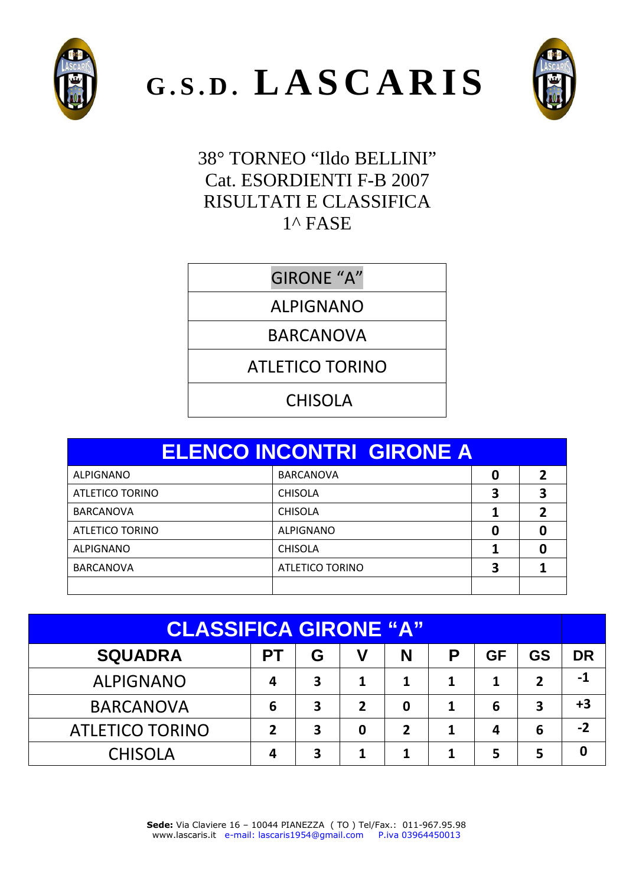# G.S.D. LASCARIS

38° TORNEO "Ildo BELLINI"
Cat. ESORDIENTI F-B 2007
RISULTATI E CLASSIFICA
1^ FASE

| GIRONE "A" |
| --- |
| ALPIGNANO |
| BARCANOVA |
| ATLETICO TORINO |
| CHISOLA |

| ELENCO INCONTRI GIRONE A | | | |
| --- | --- | --- | --- |
| ALPIGNANO | BARCANOVA | 0 | 2 |
| ATLETICO TORINO | CHISOLA | 3 | 3 |
| BARCANOVA | CHISOLA | 1 | 2 |
| ATLETICO TORINO | ALPIGNANO | 0 | 0 |
| ALPIGNANO | CHISOLA | 1 | 0 |
| BARCANOVA | ATLETICO TORINO | 3 | 1 |
| | | | |

**CLASSIFICA GIRONE "A"**

| SQUADRA | PT | G | V | N | P | GF | GS | DR |
| --- | --- | --- | --- | --- | --- | --- | --- | --- |
| ALPIGNANO | 4 | 3 | 1 | 1 | 1 | 1 | 2 | -1 |
| BARCANOVA | 6 | 3 | 2 | 0 | 1 | 6 | 3 | +3 |
| ATLETICO TORINO | 2 | 3 | 0 | 2 | 1 | 4 | 6 | -2 |
| CHISOLA | 4 | 3 | 1 | 1 | 1 | 5 | 5 | 0 |

**Sede:** Via Claviere 16 – 10044 PIANEZZA ( TO ) Tel/Fax.: 011-967.95.98
www.lascaris.it e-mail: lascaris1954@gmail.com P.iva 03964450013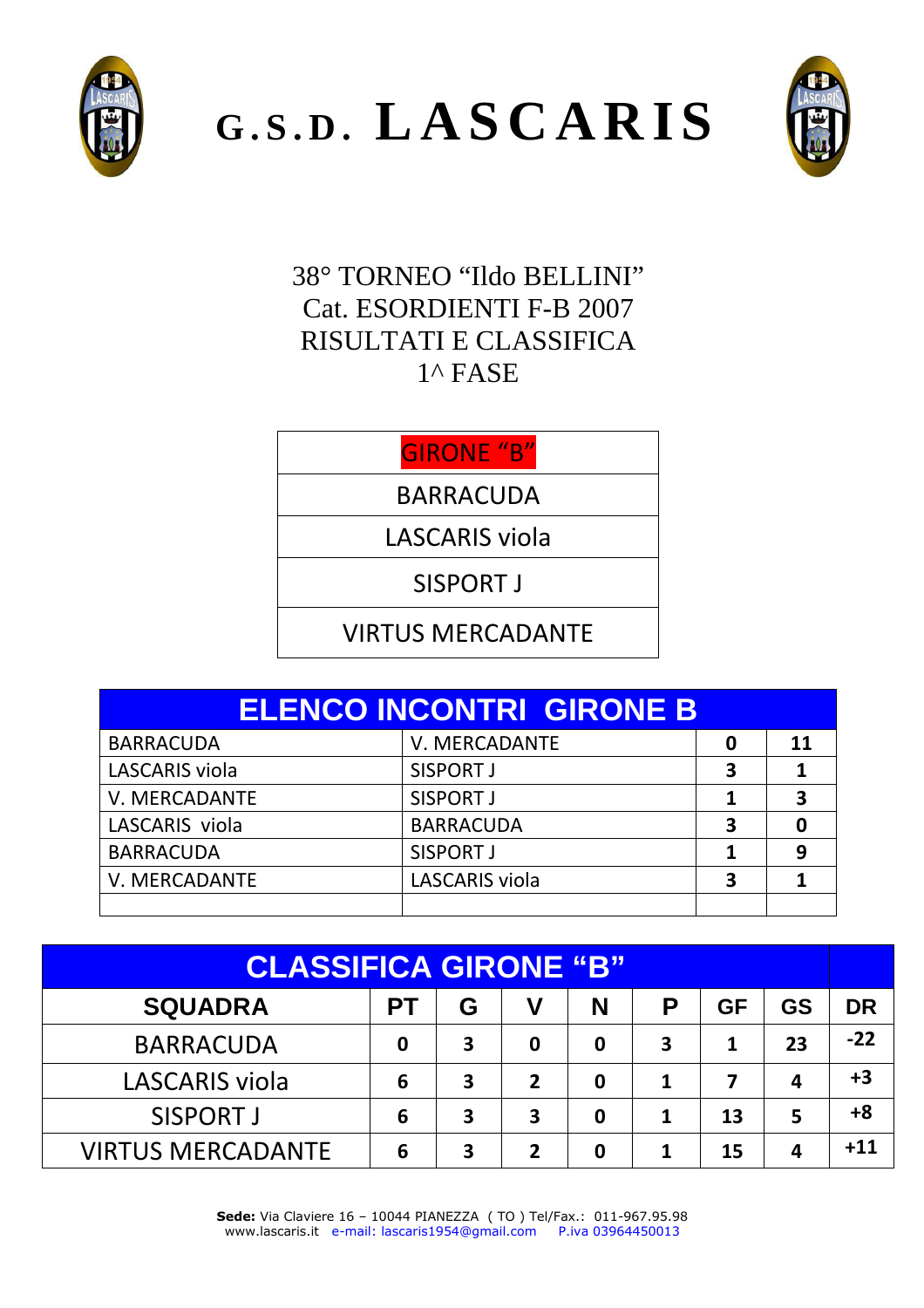# G.S.D. LASCARIS

38° TORNEO "Ildo BELLINI"
Cat. ESORDIENTI F-B 2007
RISULTATI E CLASSIFICA
1^ FASE

| GIRONE "B" |
|---|
| BARRACUDA |
| LASCARIS viola |
| SISPORT J |
| VIRTUS MERCADANTE |

| ELENCO INCONTRI GIRONE B | | | |
|---|---|---|---|
| BARRACUDA | V. MERCADANTE | 0 | 11 |
| LASCARIS viola | SISPORT J | 3 | 1 |
| V. MERCADANTE | SISPORT J | 1 | 3 |
| LASCARIS viola | BARRACUDA | 3 | 0 |
| BARRACUDA | SISPORT J | 1 | 9 |
| V. MERCADANTE | LASCARIS viola | 3 | 1 |
| | | | |

| CLASSIFICA GIRONE "B" | | | | | | | | |
|---|---|---|---|---|---|---|---|---|
| **SQUADRA** | **PT** | **G** | **V** | **N** | **P** | **GF** | **GS** | **DR** |
| BARRACUDA | 0 | 3 | 0 | 0 | 3 | 1 | 23 | -22 |
| LASCARIS viola | 6 | 3 | 2 | 0 | 1 | 7 | 4 | +3 |
| SISPORT J | 6 | 3 | 3 | 0 | 1 | 13 | 5 | +8 |
| VIRTUS MERCADANTE | 6 | 3 | 2 | 0 | 1 | 15 | 4 | +11 |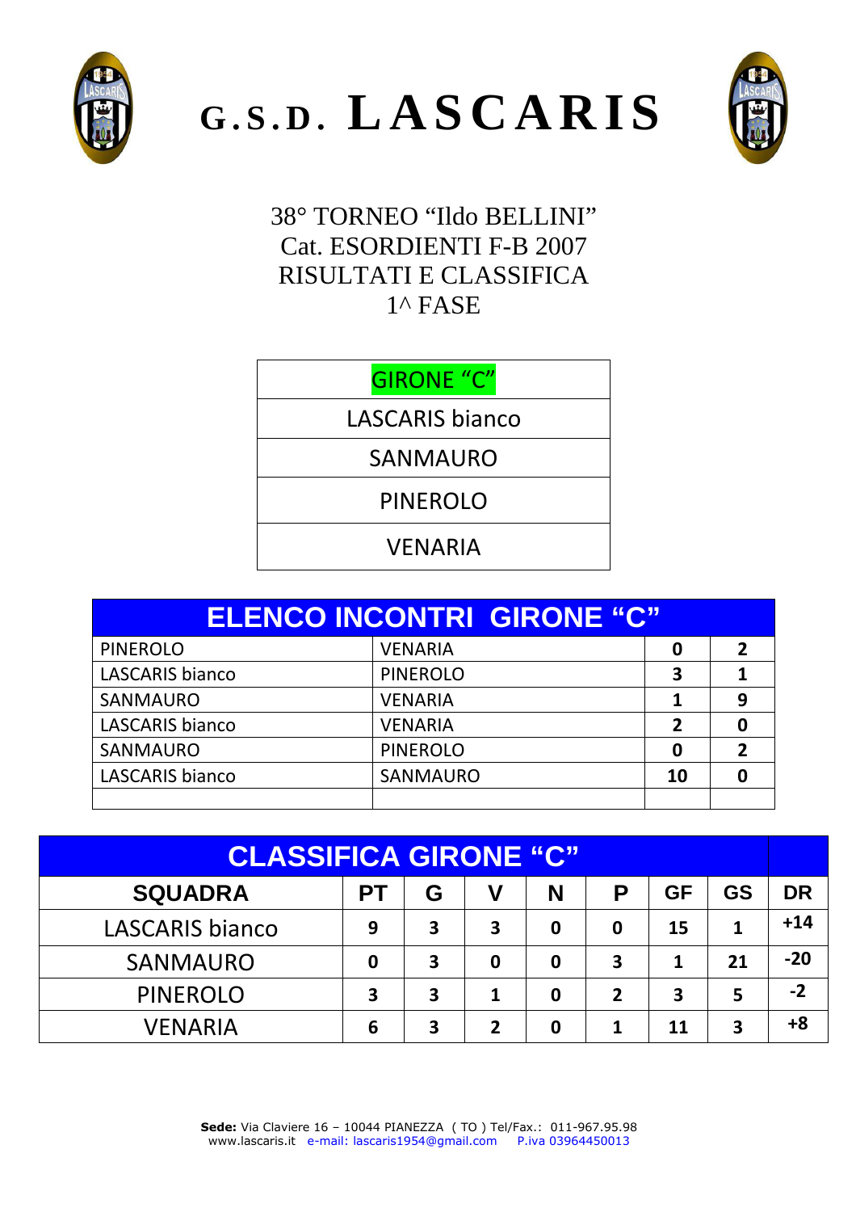# G.S.D. LASCARIS

38° TORNEO "Ildo BELLINI"
Cat. ESORDIENTI F-B 2007
RISULTATI E CLASSIFICA
1^ FASE

| GIRONE "C" |
|---|
| LASCARIS bianco |
| SANMAURO |
| PINEROLO |
| VENARIA |

| ELENCO INCONTRI GIRONE "C" | | | |
|---|---|---|---|
| PINEROLO | VENARIA | 0 | 2 |
| LASCARIS bianco | PINEROLO | 3 | 1 |
| SANMAURO | VENARIA | 1 | 9 |
| LASCARIS bianco | VENARIA | 2 | 0 |
| SANMAURO | PINEROLO | 0 | 2 |
| LASCARIS bianco | SANMAURO | 10 | 0 |
| | | | |

**CLASSIFICA GIRONE "C"**

| SQUADRA | PT | G | V | N | P | GF | GS | DR |
|---|---|---|---|---|---|---|---|---|
| LASCARIS bianco | 9 | 3 | 3 | 0 | 0 | 15 | 1 | +14 |
| SANMAURO | 0 | 3 | 0 | 0 | 3 | 1 | 21 | -20 |
| PINEROLO | 3 | 3 | 1 | 0 | 2 | 3 | 5 | -2 |
| VENARIA | 6 | 3 | 2 | 0 | 1 | 11 | 3 | +8 |

**Sede:** Via Claviere 16 – 10044 PIANEZZA ( TO ) Tel/Fax.: 011-967.95.98
www.lascaris.it e-mail: lascaris1954@gmail.com P.iva 03964450013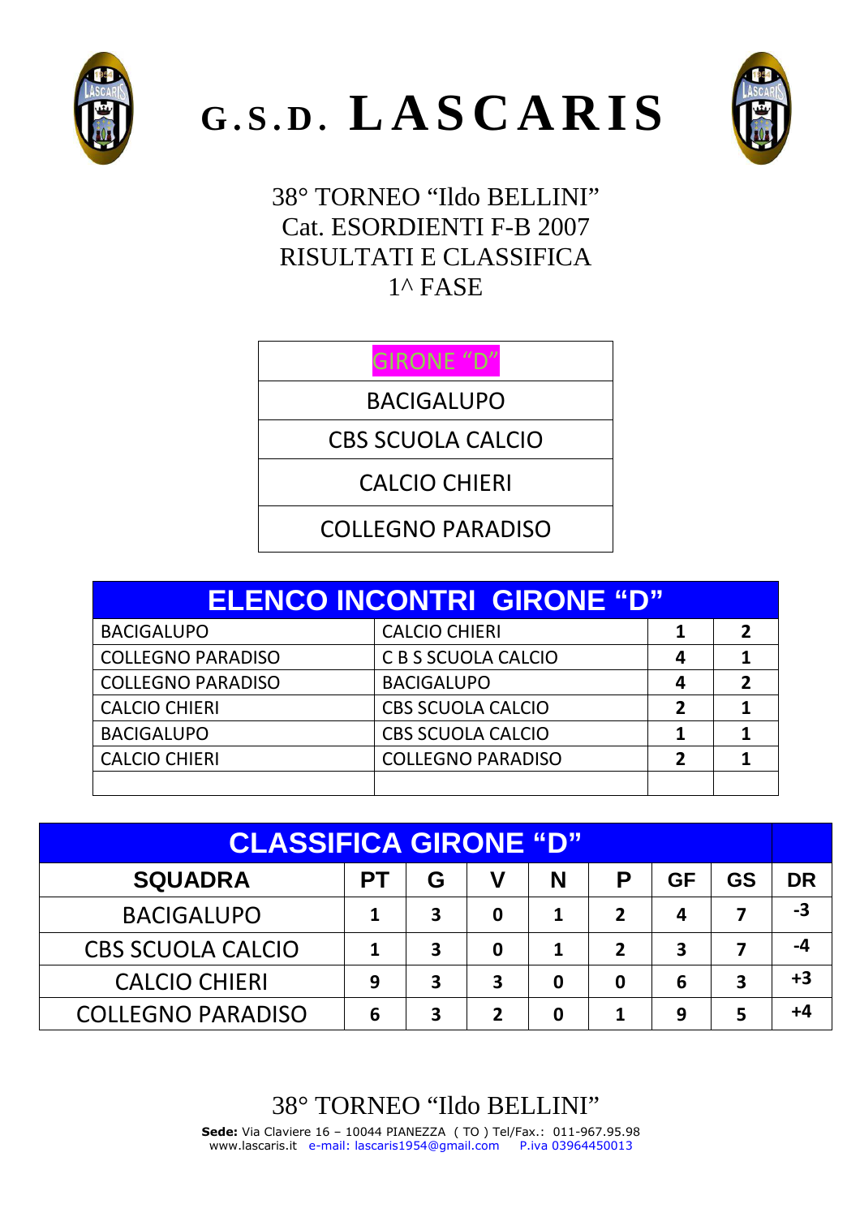# G.S.D. LASCARIS

38° TORNEO "Ildo BELLINI"
Cat. ESORDIENTI F-B 2007
RISULTATI E CLASSIFICA
1^ FASE

| GIRONE "D" |
|---|
| BACIGALUPO |
| CBS SCUOLA CALCIO |
| CALCIO CHIERI |
| COLLEGNO PARADISO |

| ELENCO INCONTRI GIRONE "D" | | | |
|---|---|---|---|
| BACIGALUPO | CALCIO CHIERI | 1 | 2 |
| COLLEGNO PARADISO | C B S SCUOLA CALCIO | 4 | 1 |
| COLLEGNO PARADISO | BACIGALUPO | 4 | 2 |
| CALCIO CHIERI | CBS SCUOLA CALCIO | 2 | 1 |
| BACIGALUPO | CBS SCUOLA CALCIO | 1 | 1 |
| CALCIO CHIERI | COLLEGNO PARADISO | 2 | 1 |
| | | | |

| CLASSIFICA GIRONE "D" | | | | | | | | |
|---|---|---|---|---|---|---|---|---|
| SQUADRA | PT | G | V | N | P | GF | GS | DR |
| BACIGALUPO | 1 | 3 | 0 | 1 | 2 | 4 | 7 | -3 |
| CBS SCUOLA CALCIO | 1 | 3 | 0 | 1 | 2 | 3 | 7 | -4 |
| CALCIO CHIERI | 9 | 3 | 3 | 0 | 0 | 6 | 3 | +3 |
| COLLEGNO PARADISO | 6 | 3 | 2 | 0 | 1 | 9 | 5 | +4 |

38° TORNEO "Ildo BELLINI"

**Sede:** Via Claviere 16 – 10044 PIANEZZA ( TO ) Tel/Fax.: 011-967.95.98
www.lascaris.it e-mail: lascaris1954@gmail.com P.iva 03964450013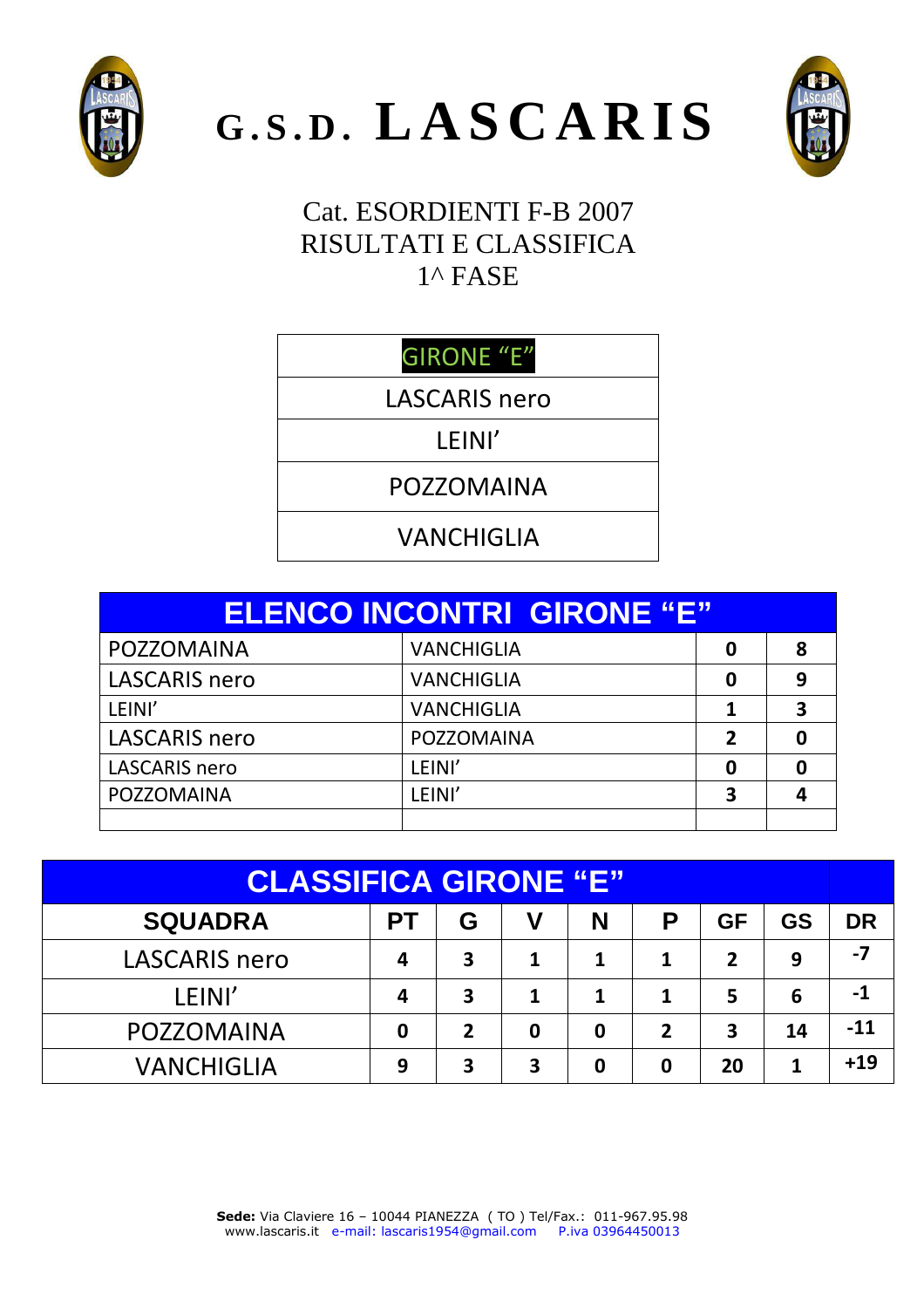# G.S.D. LASCARIS

Cat. ESORDIENTI F-B 2007
RISULTATI E CLASSIFICA
1^ FASE

| GIRONE "E" |
|---|
| LASCARIS nero |
| LEINI' |
| POZZOMAINA |
| VANCHIGLIA |

| ELENCO INCONTRI GIRONE "E" | | | |
|---|---|---|---|
| POZZOMAINA | VANCHIGLIA | 0 | 8 |
| LASCARIS nero | VANCHIGLIA | 0 | 9 |
| LEINI' | VANCHIGLIA | 1 | 3 |
| LASCARIS nero | POZZOMAINA | 2 | 0 |
| LASCARIS nero | LEINI' | 0 | 0 |
| POZZOMAINA | LEINI' | 3 | 4 |
| | | | |

**CLASSIFICA GIRONE "E"**

| SQUADRA | PT | G | V | N | P | GF | GS | DR |
|---|---|---|---|---|---|---|---|---|
| LASCARIS nero | 4 | 3 | 1 | 1 | 1 | 2 | 9 | -7 |
| LEINI' | 4 | 3 | 1 | 1 | 1 | 5 | 6 | -1 |
| POZZOMAINA | 0 | 2 | 0 | 0 | 2 | 3 | 14 | -11 |
| VANCHIGLIA | 9 | 3 | 3 | 0 | 0 | 20 | 1 | +19 |

**Sede:** Via Claviere 16 – 10044 PIANEZZA ( TO ) Tel/Fax.: 011-967.95.98
www.lascaris.it e-mail: lascaris1954@gmail.com P.iva 03964450013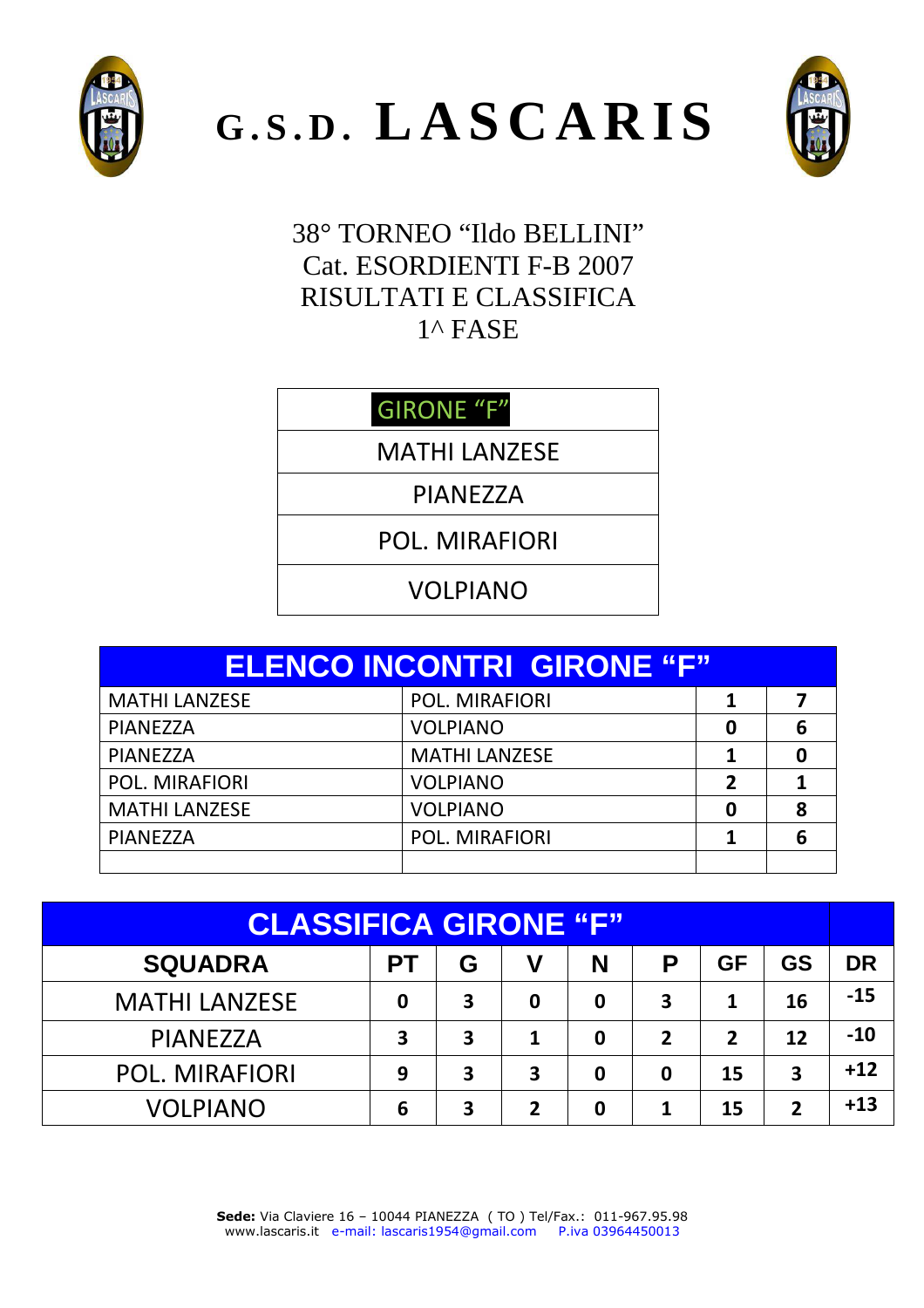# G.S.D. LASCARIS

38° TORNEO "Ildo BELLINI"
Cat. ESORDIENTI F-B 2007
RISULTATI E CLASSIFICA
1^ FASE

| GIRONE "F" |
|---|
| MATHI LANZESE |
| PIANEZZA |
| POL. MIRAFIORI |
| VOLPIANO |

| ELENCO INCONTRI GIRONE "F" | | | |
|---|---|---|---|
| MATHI LANZESE | POL. MIRAFIORI | 1 | 7 |
| PIANEZZA | VOLPIANO | 0 | 6 |
| PIANEZZA | MATHI LANZESE | 1 | 0 |
| POL. MIRAFIORI | VOLPIANO | 2 | 1 |
| MATHI LANZESE | VOLPIANO | 0 | 8 |
| PIANEZZA | POL. MIRAFIORI | 1 | 6 |
| | | | |

**CLASSIFICA GIRONE "F"**

| SQUADRA | PT | G | V | N | P | GF | GS | DR |
|---|---|---|---|---|---|---|---|---|
| MATHI LANZESE | 0 | 3 | 0 | 0 | 3 | 1 | 16 | -15 |
| PIANEZZA | 3 | 3 | 1 | 0 | 2 | 2 | 12 | -10 |
| POL. MIRAFIORI | 9 | 3 | 3 | 0 | 0 | 15 | 3 | +12 |
| VOLPIANO | 6 | 3 | 2 | 0 | 1 | 15 | 2 | +13 |

**Sede:** Via Claviere 16 – 10044 PIANEZZA ( TO ) Tel/Fax.: 011-967.95.98
www.lascaris.it e-mail: lascaris1954@gmail.com P.iva 03964450013